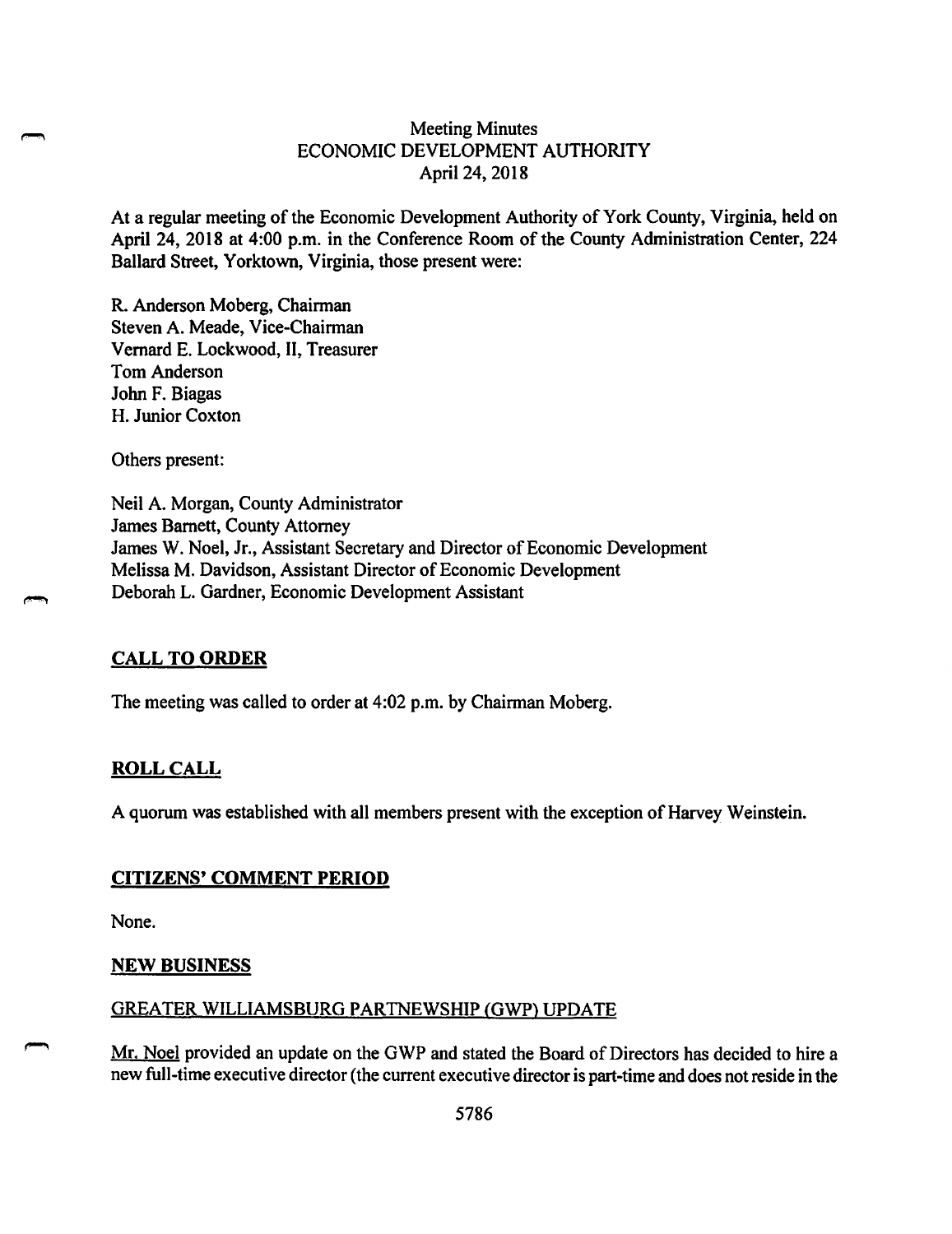Meeting Minutes
ECONOMIC DEVELOPMENT AUTHORITY
April 24, 2018

At a regular meeting of the Economic Development Authority of York County, Virginia, held on April 24, 2018 at 4:00 p.m. in the Conference Room of the County Administration Center, 224 Ballard Street, Yorktown, Virginia, those present were:

R. Anderson Moberg, Chairman
Steven A. Meade, Vice-Chairman
Vernard E. Lockwood, II, Treasurer
Tom Anderson
John F. Biagas
H. Junior Coxton

Others present:

Neil A. Morgan, County Administrator
James Barnett, County Attorney
James W. Noel, Jr., Assistant Secretary and Director of Economic Development
Melissa M. Davidson, Assistant Director of Economic Development
Deborah L. Gardner, Economic Development Assistant

## CALL TO ORDER

The meeting was called to order at 4:02 p.m. by Chairman Moberg.

## ROLL CALL

A quorum was established with all members present with the exception of Harvey Weinstein.

## CITIZENS' COMMENT PERIOD

None.

## NEW BUSINESS

### GREATER WILLIAMSBURG PARTNEWSHIP (GWP) UPDATE

Mr. Noel provided an update on the GWP and stated the Board of Directors has decided to hire a new full-time executive director (the current executive director is part-time and does not reside in the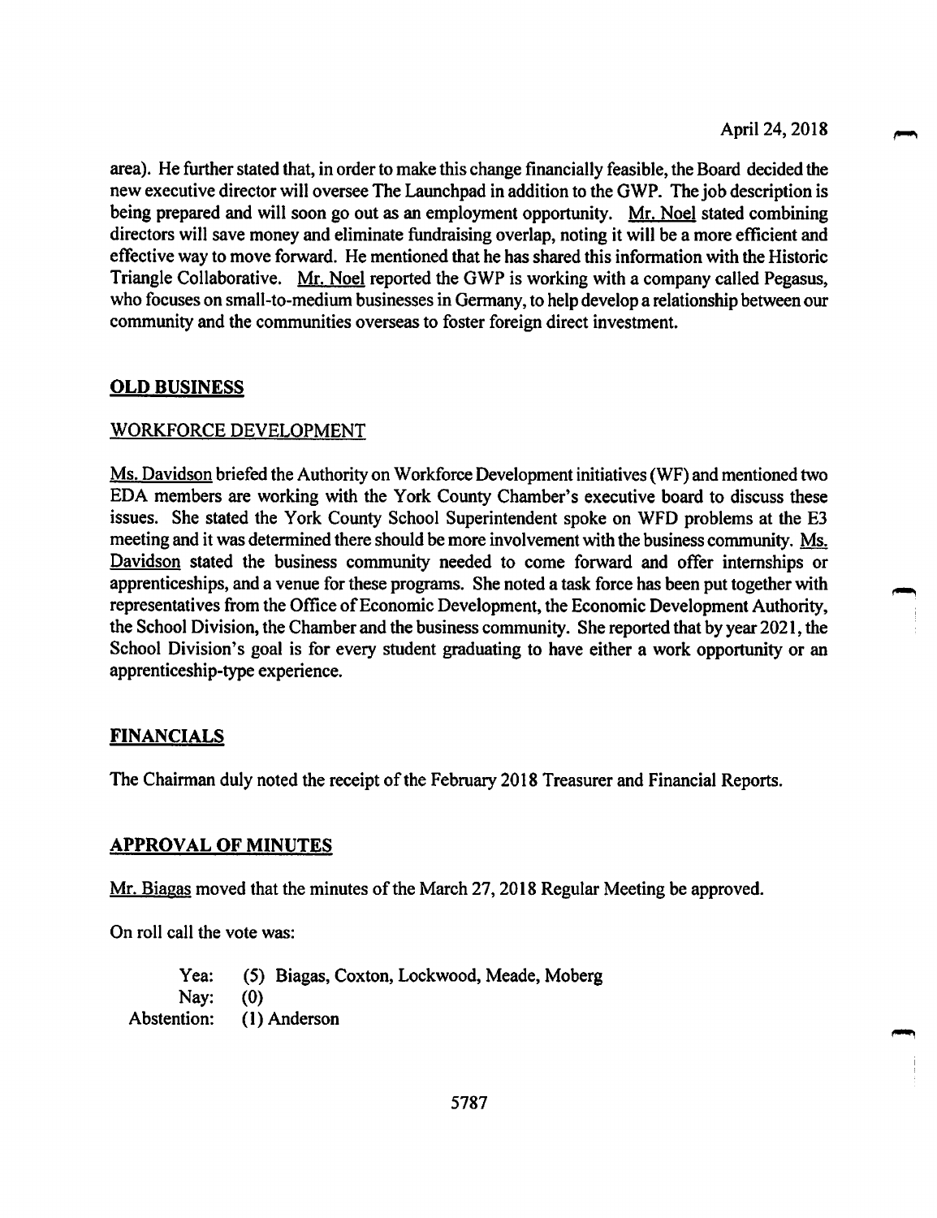area). He further stated that, in order to make this change financially feasible, the Board decided the new executive director will oversee The Launchpad in addition to the GWP. The job description is being prepared and will soon go out as an employment opportunity. Mr. Noel stated combining directors will save money and eliminate fundraising overlap, noting it will be a more efficient and effective way to move forward. He mentioned that he has shared this information with the Historic Triangle Collaborative. Mr. Noel reported the GWP is working with a company called Pegasus, who focuses on small-to-medium businesses in Germany, to help develop a relationship between our community and the communities overseas to foster foreign direct investment.

## OLD BUSINESS

### WORKFORCE DEVELOPMENT

Ms. Davidson briefed the Authority on Workforce Development initiatives (WF) and mentioned two EDA members are working with the York County Chamber's executive board to discuss these issues. She stated the York County School Superintendent spoke on WFD problems at the E3 meeting and it was determined there should be more involvement with the business community. Ms. Davidson stated the business community needed to come forward and offer internships or apprenticeships, and a venue for these programs. She noted a task force has been put together with representatives from the Office of Economic Development, the Economic Development Authority, the School Division, the Chamber and the business community. She reported that by year 2021, the School Division's goal is for every student graduating to have either a work opportunity or an apprenticeship-type experience.

## FINANCIALS

The Chairman duly noted the receipt of the February 2018 Treasurer and Financial Reports.

## APPROVAL OF MINUTES

Mr. Biagas moved that the minutes of the March 27, 2018 Regular Meeting be approved.

On roll call the vote was:

Yea: (5) Biagas, Coxton, Lockwood, Meade, Moberg
Nay: (0)
Abstention: (1) Anderson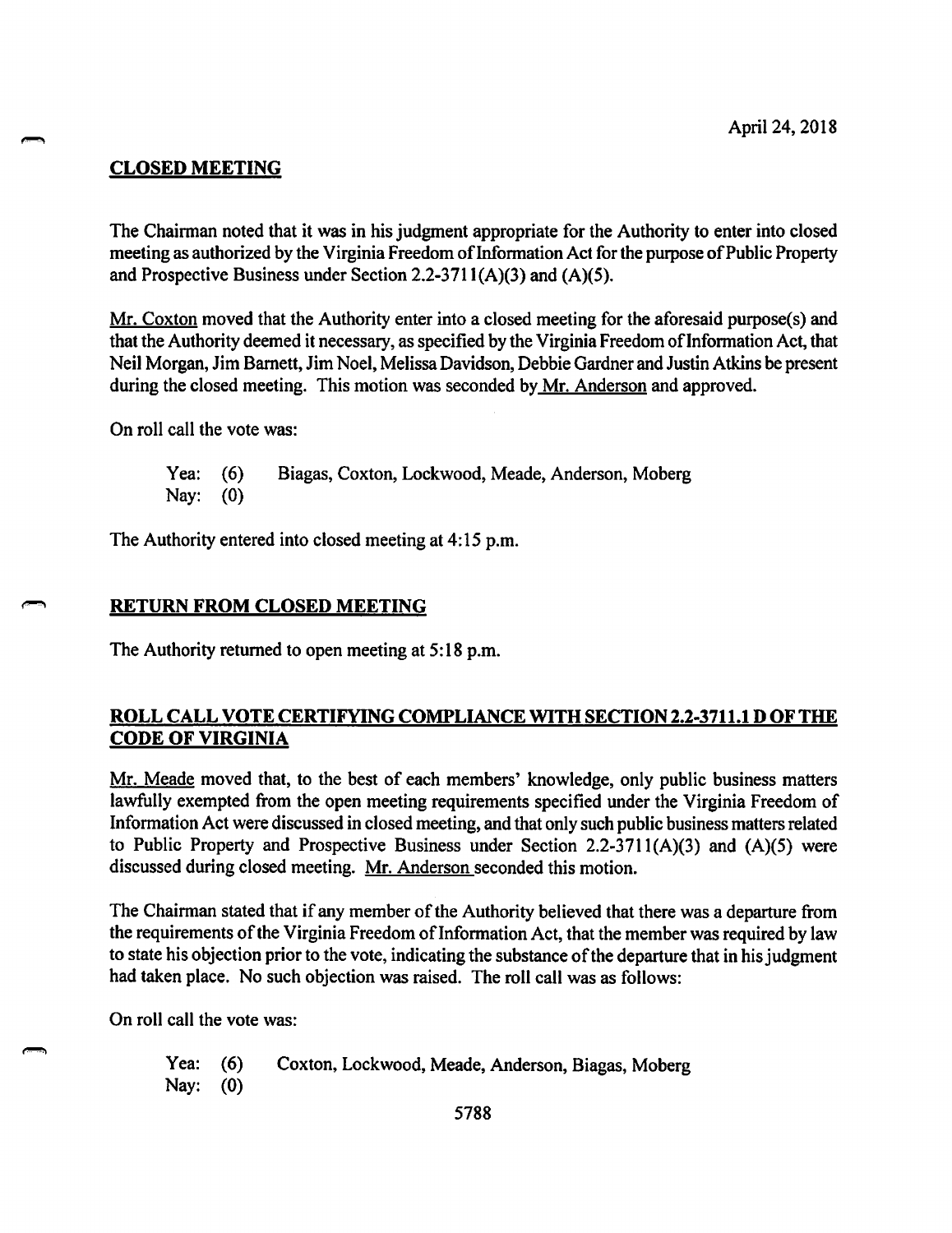April 24, 2018

## CLOSED MEETING

The Chairman noted that it was in his judgment appropriate for the Authority to enter into closed meeting as authorized by the Virginia Freedom of Information Act for the purpose of Public Property and Prospective Business under Section 2.2-3711(A)(3) and (A)(5).

Mr. Coxton moved that the Authority enter into a closed meeting for the aforesaid purpose(s) and that the Authority deemed it necessary, as specified by the Virginia Freedom of Information Act, that Neil Morgan, Jim Barnett, Jim Noel, Melissa Davidson, Debbie Gardner and Justin Atkins be present during the closed meeting. This motion was seconded by Mr. Anderson and approved.

On roll call the vote was:

Yea: (6) Biagas, Coxton, Lockwood, Meade, Anderson, Moberg
Nay: (0)

The Authority entered into closed meeting at 4:15 p.m.

## RETURN FROM CLOSED MEETING

The Authority returned to open meeting at 5:18 p.m.

## ROLL CALL VOTE CERTIFYING COMPLIANCE WITH SECTION 2.2-3711.1 D OF THE CODE OF VIRGINIA

Mr. Meade moved that, to the best of each members' knowledge, only public business matters lawfully exempted from the open meeting requirements specified under the Virginia Freedom of Information Act were discussed in closed meeting, and that only such public business matters related to Public Property and Prospective Business under Section 2.2-3711(A)(3) and (A)(5) were discussed during closed meeting. Mr. Anderson seconded this motion.

The Chairman stated that if any member of the Authority believed that there was a departure from the requirements of the Virginia Freedom of Information Act, that the member was required by law to state his objection prior to the vote, indicating the substance of the departure that in his judgment had taken place. No such objection was raised. The roll call was as follows:

On roll call the vote was:

Yea: (6) Coxton, Lockwood, Meade, Anderson, Biagas, Moberg
Nay: (0)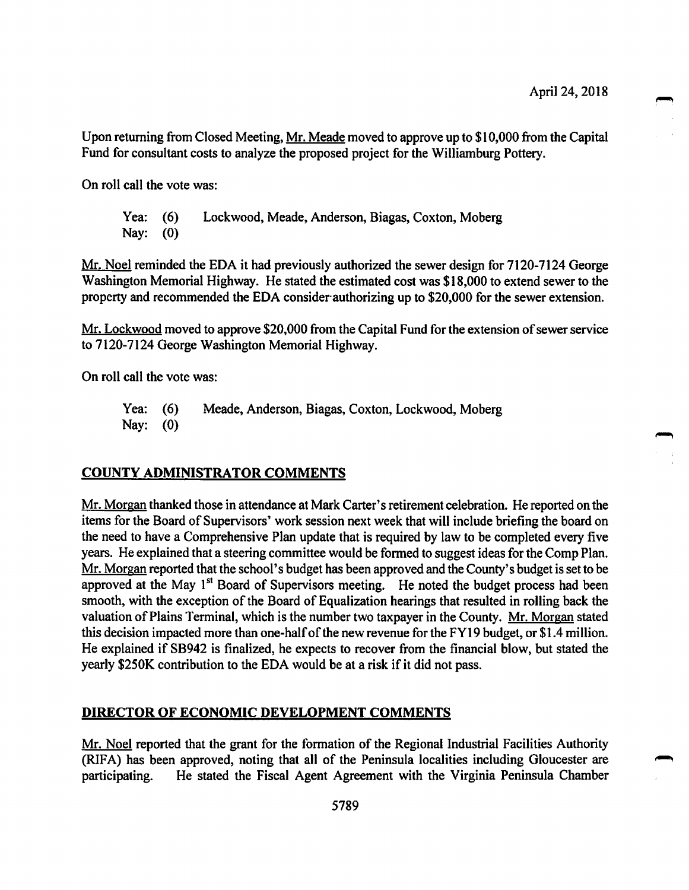Upon returning from Closed Meeting, Mr. Meade moved to approve up to $10,000 from the Capital Fund for consultant costs to analyze the proposed project for the Williamburg Pottery.

On roll call the vote was:

Yea: (6) Lockwood, Meade, Anderson, Biagas, Coxton, Moberg
Nay: (0)

Mr. Noel reminded the EDA it had previously authorized the sewer design for 7120-7124 George Washington Memorial Highway. He stated the estimated cost was $18,000 to extend sewer to the property and recommended the EDA consider authorizing up to $20,000 for the sewer extension.

Mr. Lockwood moved to approve $20,000 from the Capital Fund for the extension of sewer service to 7120-7124 George Washington Memorial Highway.

On roll call the vote was:

Yea: (6) Meade, Anderson, Biagas, Coxton, Lockwood, Moberg
Nay: (0)

## COUNTY ADMINISTRATOR COMMENTS

Mr. Morgan thanked those in attendance at Mark Carter's retirement celebration. He reported on the items for the Board of Supervisors' work session next week that will include briefing the board on the need to have a Comprehensive Plan update that is required by law to be completed every five years. He explained that a steering committee would be formed to suggest ideas for the Comp Plan. Mr. Morgan reported that the school's budget has been approved and the County's budget is set to be approved at the May 1st Board of Supervisors meeting. He noted the budget process had been smooth, with the exception of the Board of Equalization hearings that resulted in rolling back the valuation of Plains Terminal, which is the number two taxpayer in the County. Mr. Morgan stated this decision impacted more than one-half of the new revenue for the FY19 budget, or $1.4 million. He explained if SB942 is finalized, he expects to recover from the financial blow, but stated the yearly $250K contribution to the EDA would be at a risk if it did not pass.

## DIRECTOR OF ECONOMIC DEVELOPMENT COMMENTS

Mr. Noel reported that the grant for the formation of the Regional Industrial Facilities Authority (RIFA) has been approved, noting that all of the Peninsula localities including Gloucester are participating. He stated the Fiscal Agent Agreement with the Virginia Peninsula Chamber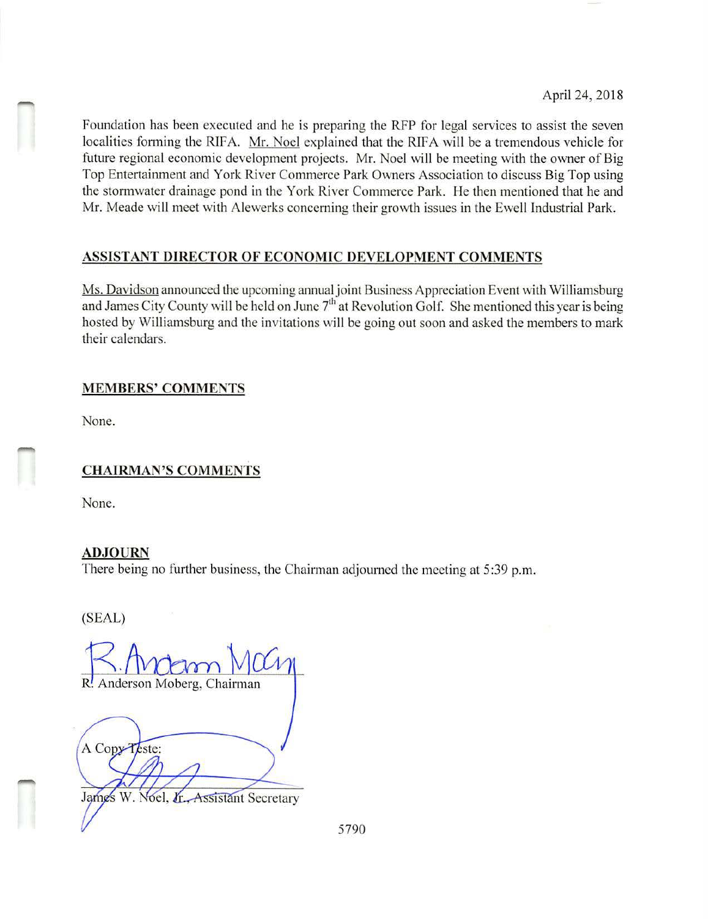Foundation has been executed and he is preparing the RFP for legal services to assist the seven localities forming the RIFA. Mr. Noel explained that the RIFA will be a tremendous vehicle for future regional economic development projects. Mr. Noel will be meeting with the owner of Big Top Entertainment and York River Commerce Park Owners Association to discuss Big Top using the stormwater drainage pond in the York River Commerce Park. He then mentioned that he and Mr. Meade will meet with Alewerks concerning their growth issues in the Ewell Industrial Park.

## ASSISTANT DIRECTOR OF ECONOMIC DEVELOPMENT COMMENTS

Ms. Davidson announced the upcoming annual joint Business Appreciation Event with Williamsburg and James City County will be held on June 7th at Revolution Golf. She mentioned this year is being hosted by Williamsburg and the invitations will be going out soon and asked the members to mark their calendars.

## MEMBERS' COMMENTS

None.

## CHAIRMAN'S COMMENTS

None.

## ADJOURN

There being no further business, the Chairman adjourned the meeting at 5:39 p.m.

(SEAL)

R. Anderson Moberg, Chairman

A Copy Teste:

James W. Noel, Jr., Assistant Secretary